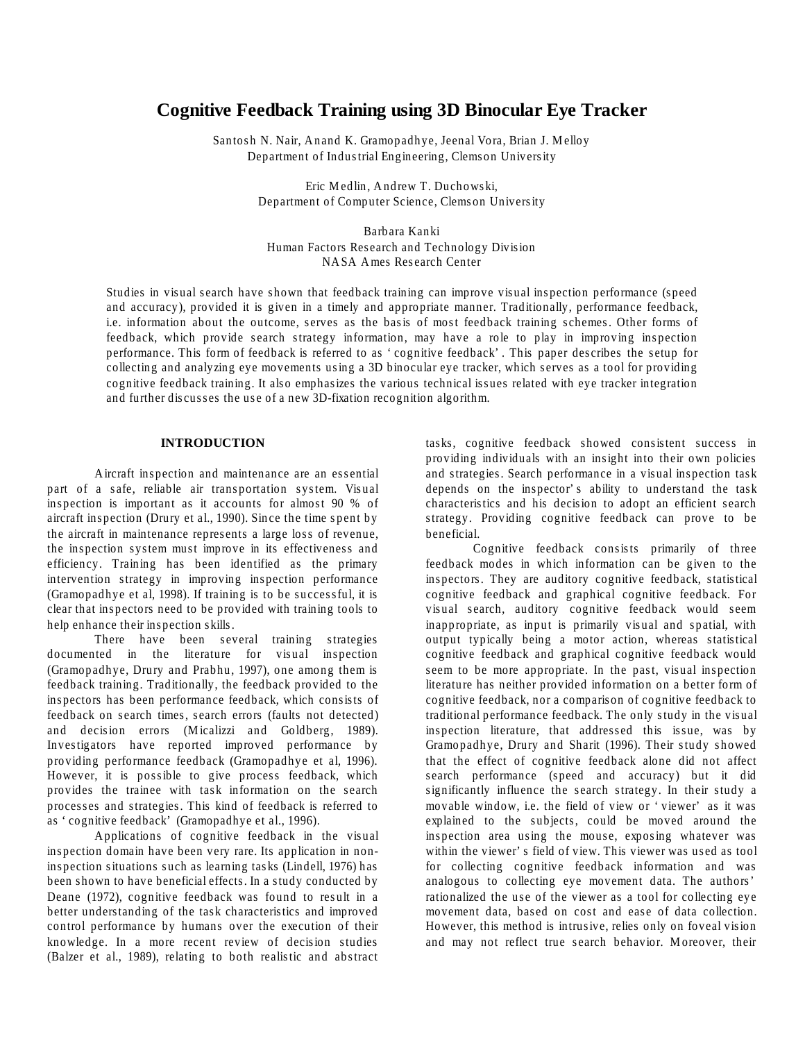# Cognitive Feedback Training using 3D Binocular Eye Tracker

Santosh N. Nair, Anand K. Gramopadhye, Jeenal Vora, Brian J. Melloy
Department of Industrial Engineering, Clemson University

Eric Medlin, Andrew T. Duchowski,
Department of Computer Science, Clemson University

Barbara Kanki
Human Factors Research and Technology Division
NASA Ames Research Center

Studies in visual search have shown that feedback training can improve visual inspection performance (speed and accuracy), provided it is given in a timely and appropriate manner. Traditionally, performance feedback, i.e. information about the outcome, serves as the basis of most feedback training schemes. Other forms of feedback, which provide search strategy information, may have a role to play in improving inspection performance. This form of feedback is referred to as ' cognitive feedback' . This paper describes the setup for collecting and analyzing eye movements using a 3D binocular eye tracker, which serves as a tool for providing cognitive feedback training. It also emphasizes the various technical issues related with eye tracker integration and further discusses the use of a new 3D-fixation recognition algorithm.

## INTRODUCTION

Aircraft inspection and maintenance are an essential part of a safe, reliable air transportation system. Visual inspection is important as it accounts for almost 90 % of aircraft inspection (Drury et al., 1990). Since the time spent by the aircraft in maintenance represents a large loss of revenue, the inspection system must improve in its effectiveness and efficiency. Training has been identified as the primary intervention strategy in improving inspection performance (Gramopadhye et al, 1998). If training is to be successful, it is clear that inspectors need to be provided with training tools to help enhance their inspection skills.

There have been several training strategies documented in the literature for visual inspection (Gramopadhye, Drury and Prabhu, 1997), one among them is feedback training. Traditionally, the feedback provided to the inspectors has been performance feedback, which consists of feedback on search times, search errors (faults not detected) and decision errors (Micalizzi and Goldberg, 1989). Investigators have reported improved performance by providing performance feedback (Gramopadhye et al, 1996). However, it is possible to give process feedback, which provides the trainee with task information on the search processes and strategies. This kind of feedback is referred to as ' cognitive feedback' (Gramopadhye et al., 1996).

Applications of cognitive feedback in the visual inspection domain have been very rare. Its application in non-inspection situations such as learning tasks (Lindell, 1976) has been shown to have beneficial effects. In a study conducted by Deane (1972), cognitive feedback was found to result in a better understanding of the task characteristics and improved control performance by humans over the execution of their knowledge. In a more recent review of decision studies (Balzer et al., 1989), relating to both realistic and abstract tasks, cognitive feedback showed consistent success in providing individuals with an insight into their own policies and strategies. Search performance in a visual inspection task depends on the inspector' s ability to understand the task characteristics and his decision to adopt an efficient search strategy. Providing cognitive feedback can prove to be beneficial.

Cognitive feedback consists primarily of three feedback modes in which information can be given to the inspectors. They are auditory cognitive feedback, statistical cognitive feedback and graphical cognitive feedback. For visual search, auditory cognitive feedback would seem inappropriate, as input is primarily visual and spatial, with output typically being a motor action, whereas statistical cognitive feedback and graphical cognitive feedback would seem to be more appropriate. In the past, visual inspection literature has neither provided information on a better form of cognitive feedback, nor a comparison of cognitive feedback to traditional performance feedback. The only study in the visual inspection literature, that addressed this issue, was by Gramopadhye, Drury and Sharit (1996). Their study showed that the effect of cognitive feedback alone did not affect search performance (speed and accuracy) but it did significantly influence the search strategy. In their study a movable window, i.e. the field of view or ' viewer' as it was explained to the subjects, could be moved around the inspection area using the mouse, exposing whatever was within the viewer' s field of view. This viewer was used as tool for collecting cognitive feedback information and was analogous to collecting eye movement data. The authors' rationalized the use of the viewer as a tool for collecting eye movement data, based on cost and ease of data collection. However, this method is intrusive, relies only on foveal vision and may not reflect true search behavior. Moreover, their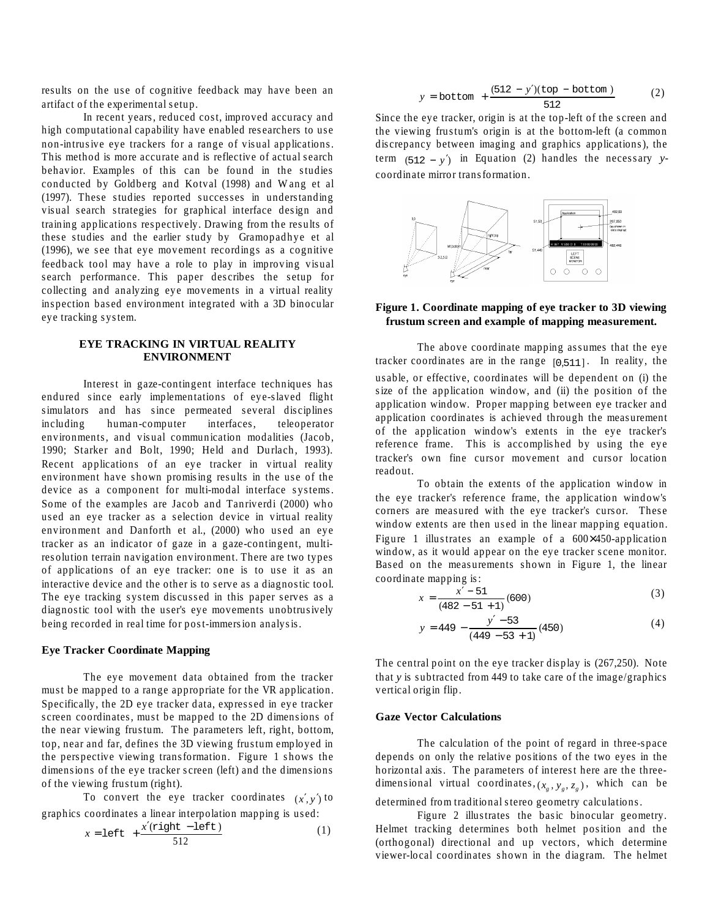results on the use of cognitive feedback may have been an artifact of the experimental setup.

In recent years, reduced cost, improved accuracy and high computational capability have enabled researchers to use non-intrusive eye trackers for a range of visual applications. This method is more accurate and is reflective of actual search behavior. Examples of this can be found in the studies conducted by Goldberg and Kotval (1998) and Wang et al (1997). These studies reported successes in understanding visual search strategies for graphical interface design and training applications respectively. Drawing from the results of these studies and the earlier study by Gramopadhye et al (1996), we see that eye movement recordings as a cognitive feedback tool may have a role to play in improving visual search performance. This paper describes the setup for collecting and analyzing eye movements in a virtual reality inspection based environment integrated with a 3D binocular eye tracking system.

## EYE TRACKING IN VIRTUAL REALITY ENVIRONMENT

Interest in gaze-contingent interface techniques has endured since early implementations of eye-slaved flight simulators and has since permeated several disciplines including human-computer interfaces, teleoperator environments, and visual communication modalities (Jacob, 1990; Starker and Bolt, 1990; Held and Durlach, 1993). Recent applications of an eye tracker in virtual reality environment have shown promising results in the use of the device as a component for multi-modal interface systems. Some of the examples are Jacob and Tanriverdi (2000) who used an eye tracker as a selection device in virtual reality environment and Danforth et al., (2000) who used an eye tracker as an indicator of gaze in a gaze-contingent, multi-resolution terrain navigation environment. There are two types of applications of an eye tracker: one is to use it as an interactive device and the other is to serve as a diagnostic tool. The eye tracking system discussed in this paper serves as a diagnostic tool with the user's eye movements unobtrusively being recorded in real time for post-immersion analysis.

### Eye Tracker Coordinate Mapping

The eye movement data obtained from the tracker must be mapped to a range appropriate for the VR application. Specifically, the 2D eye tracker data, expressed in eye tracker screen coordinates, must be mapped to the 2D dimensions of the near viewing frustum. The parameters left, right, bottom, top, near and far, defines the 3D viewing frustum employed in the perspective viewing transformation. Figure 1 shows the dimensions of the eye tracker screen (left) and the dimensions of the viewing frustum (right).

To convert the eye tracker coordinates $(x', y')$ to graphics coordinates a linear interpolation mapping is used:

$$x = \text{left} + \frac{x'(\text{right} - \text{left})}{512} \quad (1)$$

$$y = \text{bottom} + \frac{(512 - y')(\text{top} - \text{bottom})}{512} \quad (2)$$

Since the eye tracker, origin is at the top-left of the screen and the viewing frustum's origin is at the bottom-left (a common discrepancy between imaging and graphics applications), the term $(512 - y')$ in Equation (2) handles the necessary $y$-coordinate mirror transformation.

**Figure 1. Coordinate mapping of eye tracker to 3D viewing frustum screen and example of mapping measurement.**

The above coordinate mapping assumes that the eye tracker coordinates are in the range $[0,511]$. In reality, the usable, or effective, coordinates will be dependent on (i) the size of the application window, and (ii) the position of the application window. Proper mapping between eye tracker and application coordinates is achieved through the measurement of the application window's extents in the eye tracker's reference frame. This is accomplished by using the eye tracker's own fine cursor movement and cursor location readout.

To obtain the extents of the application window in the eye tracker's reference frame, the application window's corners are measured with the eye tracker's cursor. These window extents are then used in the linear mapping equation. Figure 1 illustrates an example of a 600×450-application window, as it would appear on the eye tracker scene monitor. Based on the measurements shown in Figure 1, the linear coordinate mapping is:

$$x = \frac{x' - 51}{(482 - 51 + 1)}(600) \quad (3)$$

$$y = 449 - \frac{y' - 53}{(449 - 53 + 1)}(450) \quad (4)$$

The central point on the eye tracker display is (267,250). Note that $y$ is subtracted from 449 to take care of the image/graphics vertical origin flip.

### Gaze Vector Calculations

The calculation of the point of regard in three-space depends on only the relative positions of the two eyes in the horizontal axis. The parameters of interest here are the three-dimensional virtual coordinates, $(x_g, y_g, z_g)$, which can be determined from traditional stereo geometry calculations.

Figure 2 illustrates the basic binocular geometry. Helmet tracking determines both helmet position and the (orthogonal) directional and up vectors, which determine viewer-local coordinates shown in the diagram. The helmet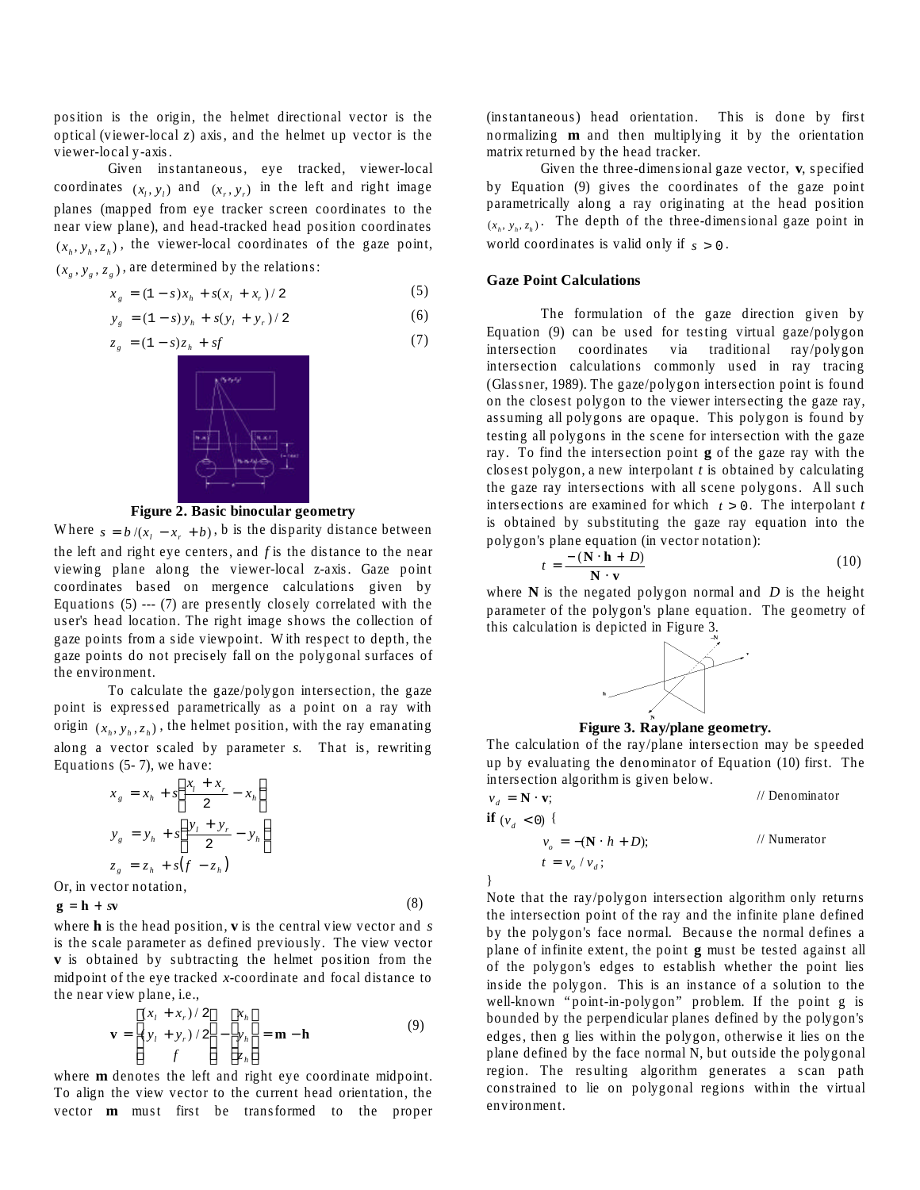position is the origin, the helmet directional vector is the optical (viewer-local $z$) axis, and the helmet up vector is the viewer-local y-axis.

Given instantaneous, eye tracked, viewer-local coordinates $(x_l, y_l)$ and $(x_r, y_r)$ in the left and right image planes (mapped from eye tracker screen coordinates to the near view plane), and head-tracked head position coordinates $(x_h, y_h, z_h)$, the viewer-local coordinates of the gaze point, $(x_g, y_g, z_g)$, are determined by the relations:

$$x_g = (1-s)x_h + s(x_l + x_r)/2 \tag{5}$$

$$y_g = (1-s)y_h + s(y_l + y_r)/2 \tag{6}$$

$$z_g = (1-s)z_h + sf \tag{7}$$

**Figure 2. Basic binocular geometry**

Where $s = b/(x_l - x_r + b)$, b is the disparity distance between the left and right eye centers, and $f$ is the distance to the near viewing plane along the viewer-local z-axis. Gaze point coordinates based on mergence calculations given by Equations (5) --- (7) are presently closely correlated with the user's head location. The right image shows the collection of gaze points from a side viewpoint. With respect to depth, the gaze points do not precisely fall on the polygonal surfaces of the environment.

To calculate the gaze/polygon intersection, the gaze point is expressed parametrically as a point on a ray with origin $(x_h, y_h, z_h)$, the helmet position, with the ray emanating along a vector scaled by parameter $s$. That is, rewriting Equations (5- 7), we have:

$$x_g = x_h + s\left(\frac{x_l + x_r}{2} - x_h\right)$$

$$y_g = y_h + s\left(\frac{y_l + y_r}{2} - y_h\right)$$

$$z_g = z_h + s\left(f - z_h\right)$$

Or, in vector notation,

$$\mathbf{g} = \mathbf{h} + s\mathbf{v} \tag{8}$$

where **h** is the head position, **v** is the central view vector and $s$ is the scale parameter as defined previously. The view vector **v** is obtained by subtracting the helmet position from the midpoint of the eye tracked $x$-coordinate and focal distance to the near view plane, i.e.,

$$\mathbf{v} = \begin{bmatrix} (x_l + x_r)/2 \\ (y_l + y_r)/2 \\ f \end{bmatrix} - \begin{bmatrix} x_h \\ y_h \\ z_h \end{bmatrix} = \mathbf{m} - \mathbf{h} \tag{9}$$

where **m** denotes the left and right eye coordinate midpoint. To align the view vector to the current head orientation, the vector **m** must first be transformed to the proper (instantaneous) head orientation. This is done by first normalizing **m** and then multiplying it by the orientation matrix returned by the head tracker.

Given the three-dimensional gaze vector, **v**, specified by Equation (9) gives the coordinates of the gaze point parametrically along a ray originating at the head position $(x_h, y_h, z_h)$. The depth of the three-dimensional gaze point in world coordinates is valid only if $s > 0$.

### Gaze Point Calculations

The formulation of the gaze direction given by Equation (9) can be used for testing virtual gaze/polygon intersection coordinates via traditional ray/polygon intersection calculations commonly used in ray tracing (Glassner, 1989). The gaze/polygon intersection point is found on the closest polygon to the viewer intersecting the gaze ray, assuming all polygons are opaque. This polygon is found by testing all polygons in the scene for intersection with the gaze ray. To find the intersection point **g** of the gaze ray with the closest polygon, a new interpolant $t$ is obtained by calculating the gaze ray intersections with all scene polygons. All such intersections are examined for which $t > 0$. The interpolant $t$ is obtained by substituting the gaze ray equation into the polygon's plane equation (in vector notation):

$$t = \frac{-(\mathbf{N} \cdot \mathbf{h} + D)}{\mathbf{N} \cdot \mathbf{v}} \tag{10}$$

where **N** is the negated polygon normal and $D$ is the height parameter of the polygon's plane equation. The geometry of this calculation is depicted in Figure 3.

**Figure 3. Ray/plane geometry.**

The calculation of the ray/plane intersection may be speeded up by evaluating the denominator of Equation (10) first. The intersection algorithm is given below.

```
v_d = N · v;                          // Denominator
if (v_d < 0) {
        v_o = -(N · h + D);            // Numerator
        t = v_o / v_d;
}
```

Note that the ray/polygon intersection algorithm only returns the intersection point of the ray and the infinite plane defined by the polygon's face normal. Because the normal defines a plane of infinite extent, the point **g** must be tested against all of the polygon's edges to establish whether the point lies inside the polygon. This is an instance of a solution to the well-known "point-in-polygon" problem. If the point g is bounded by the perpendicular planes defined by the polygon's edges, then g lies within the polygon, otherwise it lies on the plane defined by the face normal N, but outside the polygonal region. The resulting algorithm generates a scan path constrained to lie on polygonal regions within the virtual environment.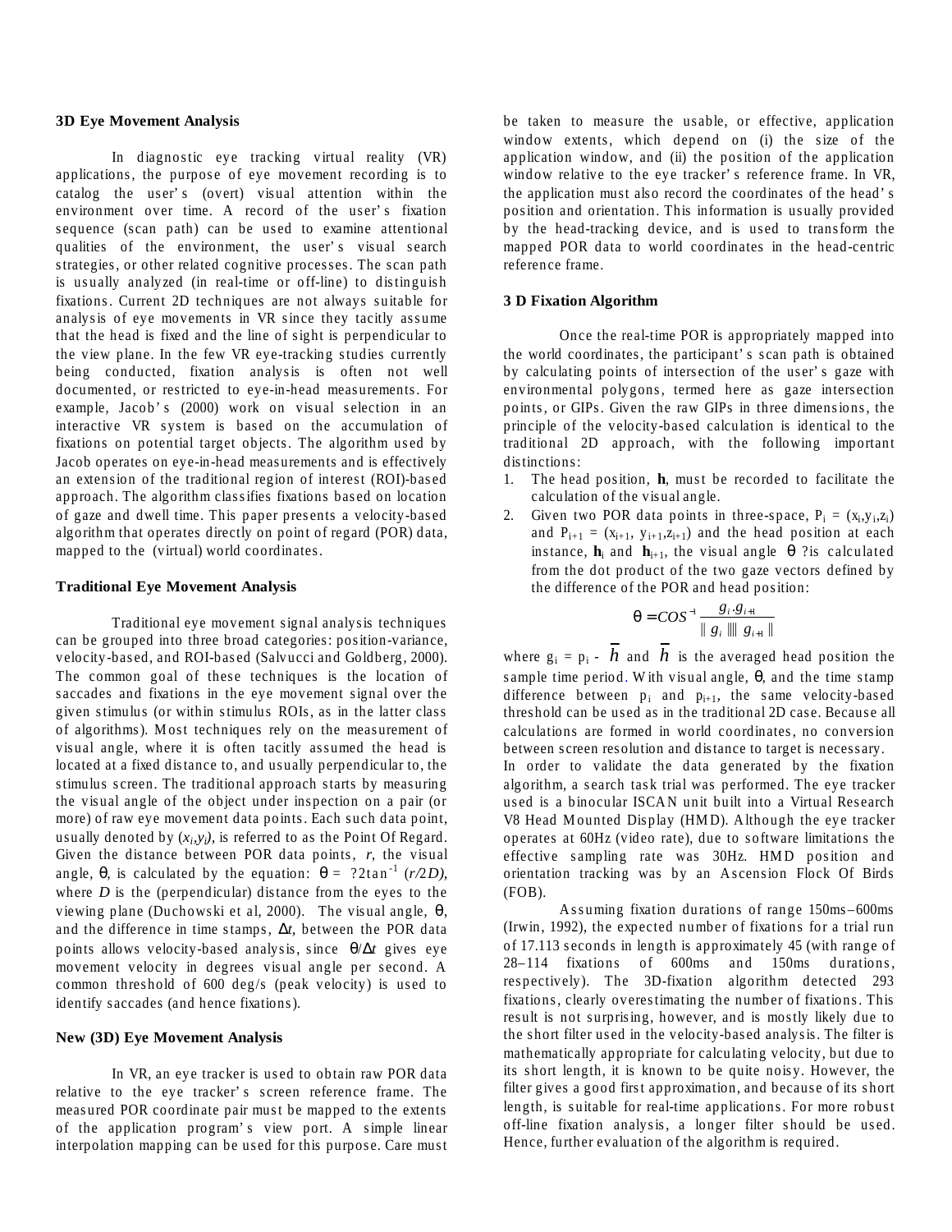### 3D Eye Movement Analysis

In diagnostic eye tracking virtual reality (VR) applications, the purpose of eye movement recording is to catalog the user's (overt) visual attention within the environment over time. A record of the user's fixation sequence (scan path) can be used to examine attentional qualities of the environment, the user's visual search strategies, or other related cognitive processes. The scan path is usually analyzed (in real-time or off-line) to distinguish fixations. Current 2D techniques are not always suitable for analysis of eye movements in VR since they tacitly assume that the head is fixed and the line of sight is perpendicular to the view plane. In the few VR eye-tracking studies currently being conducted, fixation analysis is often not well documented, or restricted to eye-in-head measurements. For example, Jacob's (2000) work on visual selection in an interactive VR system is based on the accumulation of fixations on potential target objects. The algorithm used by Jacob operates on eye-in-head measurements and is effectively an extension of the traditional region of interest (ROI)-based approach. The algorithm classifies fixations based on location of gaze and dwell time. This paper presents a velocity-based algorithm that operates directly on point of regard (POR) data, mapped to the (virtual) world coordinates.

### Traditional Eye Movement Analysis

Traditional eye movement signal analysis techniques can be grouped into three broad categories: position-variance, velocity-based, and ROI-based (Salvucci and Goldberg, 2000). The common goal of these techniques is the location of saccades and fixations in the eye movement signal over the given stimulus (or within stimulus ROIs, as in the latter class of algorithms). Most techniques rely on the measurement of visual angle, where it is often tacitly assumed the head is located at a fixed distance to, and usually perpendicular to, the stimulus screen. The traditional approach starts by measuring the visual angle of the object under inspection on a pair (or more) of raw eye movement data points. Each such data point, usually denoted by $(x_i, y_i)$, is referred to as the Point Of Regard. Given the distance between POR data points, $r$, the visual angle, $\theta$, is calculated by the equation: $\theta = ?2\tan^{-1}(r/2D)$, where $D$ is the (perpendicular) distance from the eyes to the viewing plane (Duchowski et al, 2000). The visual angle, $\theta$, and the difference in time stamps, $\Delta t$, between the POR data points allows velocity-based analysis, since $\theta/\Delta t$ gives eye movement velocity in degrees visual angle per second. A common threshold of 600 deg/s (peak velocity) is used to identify saccades (and hence fixations).

### New (3D) Eye Movement Analysis

In VR, an eye tracker is used to obtain raw POR data relative to the eye tracker's screen reference frame. The measured POR coordinate pair must be mapped to the extents of the application program's view port. A simple linear interpolation mapping can be used for this purpose. Care must be taken to measure the usable, or effective, application window extents, which depend on (i) the size of the application window, and (ii) the position of the application window relative to the eye tracker's reference frame. In VR, the application must also record the coordinates of the head's position and orientation. This information is usually provided by the head-tracking device, and is used to transform the mapped POR data to world coordinates in the head-centric reference frame.

### 3 D Fixation Algorithm

Once the real-time POR is appropriately mapped into the world coordinates, the participant's scan path is obtained by calculating points of intersection of the user's gaze with environmental polygons, termed here as gaze intersection points, or GIPs. Given the raw GIPs in three dimensions, the principle of the velocity-based calculation is identical to the traditional 2D approach, with the following important distinctions:

1. The head position, **h**, must be recorded to facilitate the calculation of the visual angle.
2. Given two POR data points in three-space, $P_i = (x_i, y_i, z_i)$ and $P_{i+1} = (x_{i+1}, y_{i+1}, z_{i+1})$ and the head position at each instance, $\mathbf{h}_i$ and $\mathbf{h}_{i+1}$, the visual angle $\theta$ ?is calculated from the dot product of the two gaze vectors defined by the difference of the POR and head position:

$$\theta = COS^{-1} \frac{g_i \cdot g_{i+1}}{\| g_i \| \| g_{i+1} \|}$$

where $g_i = p_i - \overline{h}$ and $\overline{h}$ is the averaged head position the sample time period. With visual angle, $\theta$, and the time stamp difference between $p_i$ and $p_{i+1}$, the same velocity-based threshold can be used as in the traditional 2D case. Because all calculations are formed in world coordinates, no conversion between screen resolution and distance to target is necessary.

In order to validate the data generated by the fixation algorithm, a search task trial was performed. The eye tracker used is a binocular ISCAN unit built into a Virtual Research V8 Head Mounted Display (HMD). Although the eye tracker operates at 60Hz (video rate), due to software limitations the effective sampling rate was 30Hz. HMD position and orientation tracking was by an Ascension Flock Of Birds (FOB).

Assuming fixation durations of range 150ms–600ms (Irwin, 1992), the expected number of fixations for a trial run of 17.113 seconds in length is approximately 45 (with range of 28–114 fixations of 600ms and 150ms durations, respectively). The 3D-fixation algorithm detected 293 fixations, clearly overestimating the number of fixations. This result is not surprising, however, and is mostly likely due to the short filter used in the velocity-based analysis. The filter is mathematically appropriate for calculating velocity, but due to its short length, it is known to be quite noisy. However, the filter gives a good first approximation, and because of its short length, is suitable for real-time applications. For more robust off-line fixation analysis, a longer filter should be used. Hence, further evaluation of the algorithm is required.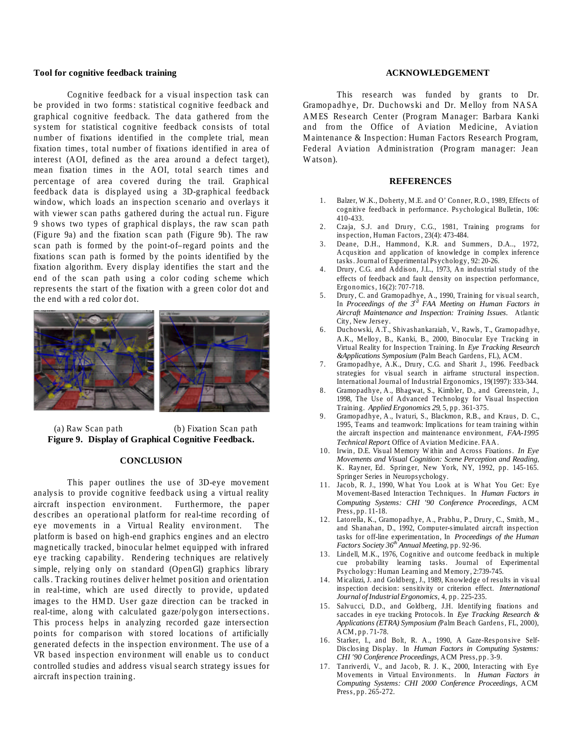### Tool for cognitive feedback training

Cognitive feedback for a visual inspection task can be provided in two forms: statistical cognitive feedback and graphical cognitive feedback. The data gathered from the system for statistical cognitive feedback consists of total number of fixations identified in the complete trial, mean fixation times, total number of fixations identified in area of interest (AOI, defined as the area around a defect target), mean fixation times in the AOI, total search times and percentage of area covered during the trail. Graphical feedback data is displayed using a 3D-graphical feedback window, which loads an inspection scenario and overlays it with viewer scan paths gathered during the actual run. Figure 9 shows two types of graphical displays, the raw scan path (Figure 9a) and the fixation scan path (Figure 9b). The raw scan path is formed by the point-of–regard points and the fixations scan path is formed by the points identified by the fixation algorithm. Every display identifies the start and the end of the scan path using a color coding scheme which represents the start of the fixation with a green color dot and the end with a red color dot.

(a) Raw Scan path (b) Fixation Scan path

**Figure 9. Display of Graphical Cognitive Feedback.**

## CONCLUSION

This paper outlines the use of 3D-eye movement analysis to provide cognitive feedback using a virtual reality aircraft inspection environment. Furthermore, the paper describes an operational platform for real-time recording of eye movements in a Virtual Reality environment. The platform is based on high-end graphics engines and an electro magnetically tracked, binocular helmet equipped with infrared eye tracking capability. Rendering techniques are relatively simple, relying only on standard (OpenGl) graphics library calls. Tracking routines deliver helmet position and orientation in real-time, which are used directly to provide, updated images to the HMD. User gaze direction can be tracked in real-time, along with calculated gaze/polygon intersections. This process helps in analyzing recorded gaze intersection points for comparison with stored locations of artificially generated defects in the inspection environment. The use of a VR based inspection environment will enable us to conduct controlled studies and address visual search strategy issues for aircraft inspection training.

## ACKNOWLEDGEMENT

This research was funded by grants to Dr. Gramopadhye, Dr. Duchowski and Dr. Melloy from NASA AMES Research Center (Program Manager: Barbara Kanki and from the Office of Aviation Medicine, Aviation Maintenance & Inspection: Human Factors Research Program, Federal Aviation Administration (Program manager: Jean Watson).

## REFERENCES

1. Balzer, W.K., Doherty, M.E. and O' Conner, R.O., 1989, Effects of cognitive feedback in performance. Psychological Bulletin, 106: 410-433.
2. Czaja, S.J. and Drury, C.G., 1981, Training programs for inspection, Human Factors, 23(4): 473-484.
3. Deane, D.H., Hammond, K.R. and Summers, D.A.., 1972, Acqusition and application of knowledge in complex inference tasks. Journal of Experimental Psychology, 92: 20-26.
4. Drury, C.G. and Addison, J.L., 1973, An industrial study of the effects of feedback and fault density on inspection performance, Ergonomics, 16(2): 707-718.
5. Drury, C. and Gramopadhye, A., 1990, Training for visual search, In *Proceedings of the 3rd FAA Meeting on Human Factors in Aircraft Maintenance and Inspection: Training Issues.* Atlantic City, New Jersey.
6. Duchowski, A.T., Shivashankaraiah, V., Rawls, T., Gramopadhye, A.K., Melloy, B., Kanki, B., 2000, Binocular Eye Tracking in Virtual Reality for Inspection Training. In *Eye Tracking Research &Applications Symposium* (Palm Beach Gardens, FL), ACM.
7. Gramopadhye, A.K., Drury, C.G. and Sharit J., 1996. Feedback strategies for visual search in airframe structural inspection. International Journal of Industrial Ergonomics, 19(1997): 333-344.
8. Gramopadhye, A., Bhagwat, S., Kimbler, D., and Greenstein, J., 1998, The Use of Advanced Technology for Visual Inspection Training. *Applied Ergonomics 29*, 5, pp. 361-375.
9. Gramopadhye, A., Ivaturi, S., Blackmon, R.B., and Kraus, D. C., 1995, Teams and teamwork: Implications for team training within the aircraft inspection and maintenance environment, *FAA-1995 Technical Report.* Office of Aviation Medicine. FAA.
10. Irwin, D.E. Visual Memory Within and Across Fixations. *In Eye Movements and Visual Cognition: Scene Perception and Reading*, K. Rayner, Ed. Springer, New York, NY, 1992, pp. 145-165. Springer Series in Neuropsychology.
11. Jacob, R. J., 1990, What You Look at is What You Get: Eye Movement-Based Interaction Techniques. In *Human Factors in Computing Systems: CHI '90 Conference Proceedings*, ACM Press, pp. 11-18.
12. Latorella, K., Gramopadhye, A., Prabhu, P., Drury, C., Smith, M., and Shanahan, D., 1992, Computer-simulated aircraft inspection tasks for off-line experimentation, In *Proceedings of the Human Factors Society 36th Annual Meeting*, pp. 92-96.
13. Lindell, M.K., 1976, Cognitive and outcome feedback in multiple cue probability learning tasks. Journal of Experimental Psychology: Human Learning and Memory, 2:739-745.
14. Micalizzi, J. and Goldberg, J., 1989, Knowledge of results in visual inspection decision: sensitivity or criterion effect. *International Journal of Industrial Ergonomics*, 4, pp. 225-235.
15. Salvucci, D.D., and Goldberg, J.H. Identifying fixations and saccades in eye tracking Protocols. In *Eye Tracking Research & Applications (ETRA) Symposium (*Palm Beach Gardens, FL, 2000), ACM, pp. 71-78.
16. Starker, I., and Bolt, R. A., 1990, A Gaze-Responsive Self-Disclosing Display. In *Human Factors in Computing Systems: CHI '90 Conference Proceedings*, ACM Press, pp. 3-9.
17. Tanriverdi, V., and Jacob, R. J. K., 2000, Interacting with Eye Movements in Virtual Environments. In *Human Factors in Computing Systems: CHI 2000 Conference Proceedings*, ACM Press, pp. 265-272.